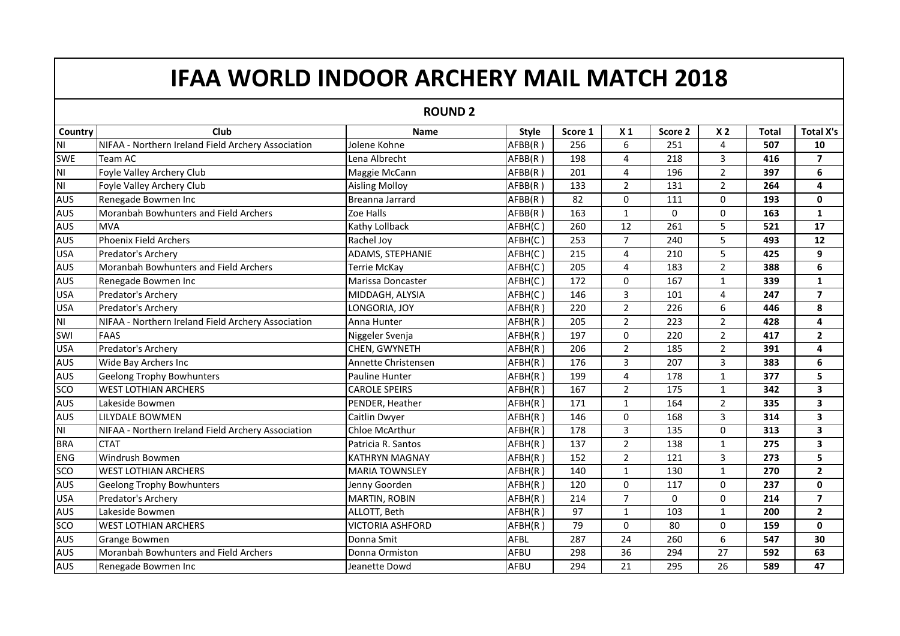# IFAA WORLD INDOOR ARCHERY MAIL MATCH 2018

## ROUND 2

| Country | Club | Name | Style | Score 1 | X 1 | Score 2 | X 2 | Total | Total X's |
|---|---|---|---|---|---|---|---|---|---|
| NI | NIFAA - Northern Ireland Field Archery Association | Jolene Kohne | AFBB(R ) | 256 | 6 | 251 | 4 | **507** | **10** |
| SWE | Team AC | Lena Albrecht | AFBB(R ) | 198 | 4 | 218 | 3 | **416** | **7** |
| NI | Foyle Valley Archery Club | Maggie McCann | AFBB(R ) | 201 | 4 | 196 | 2 | **397** | **6** |
| NI | Foyle Valley Archery Club | Aisling Molloy | AFBB(R ) | 133 | 2 | 131 | 2 | **264** | **4** |
| AUS | Renegade Bowmen Inc | Breanna Jarrard | AFBB(R ) | 82 | 0 | 111 | 0 | **193** | **0** |
| AUS | Moranbah Bowhunters and Field Archers | Zoe Halls | AFBB(R ) | 163 | 1 | 0 | 0 | **163** | **1** |
| AUS | MVA | Kathy Lollback | AFBH(C ) | 260 | 12 | 261 | 5 | **521** | **17** |
| AUS | Phoenix Field Archers | Rachel Joy | AFBH(C ) | 253 | 7 | 240 | 5 | **493** | **12** |
| USA | Predator's Archery | ADAMS, STEPHANIE | AFBH(C ) | 215 | 4 | 210 | 5 | **425** | **9** |
| AUS | Moranbah Bowhunters and Field Archers | Terrie McKay | AFBH(C ) | 205 | 4 | 183 | 2 | **388** | **6** |
| AUS | Renegade Bowmen Inc | Marissa Doncaster | AFBH(C ) | 172 | 0 | 167 | 1 | **339** | **1** |
| USA | Predator's Archery | MIDDAGH, ALYSIA | AFBH(C ) | 146 | 3 | 101 | 4 | **247** | **7** |
| USA | Predator's Archery | LONGORIA, JOY | AFBH(R ) | 220 | 2 | 226 | 6 | **446** | **8** |
| NI | NIFAA - Northern Ireland Field Archery Association | Anna Hunter | AFBH(R ) | 205 | 2 | 223 | 2 | **428** | **4** |
| SWI | FAAS | Niggeler Svenja | AFBH(R ) | 197 | 0 | 220 | 2 | **417** | **2** |
| USA | Predator's Archery | CHEN, GWYNETH | AFBH(R ) | 206 | 2 | 185 | 2 | **391** | **4** |
| AUS | Wide Bay Archers Inc | Annette Christensen | AFBH(R ) | 176 | 3 | 207 | 3 | **383** | **6** |
| AUS | Geelong Trophy Bowhunters | Pauline Hunter | AFBH(R ) | 199 | 4 | 178 | 1 | **377** | **5** |
| SCO | WEST LOTHIAN ARCHERS | CAROLE SPEIRS | AFBH(R ) | 167 | 2 | 175 | 1 | **342** | **3** |
| AUS | Lakeside Bowmen | PENDER, Heather | AFBH(R ) | 171 | 1 | 164 | 2 | **335** | **3** |
| AUS | LILYDALE BOWMEN | Caitlin Dwyer | AFBH(R ) | 146 | 0 | 168 | 3 | **314** | **3** |
| NI | NIFAA - Northern Ireland Field Archery Association | Chloe McArthur | AFBH(R ) | 178 | 3 | 135 | 0 | **313** | **3** |
| BRA | CTAT | Patricia R. Santos | AFBH(R ) | 137 | 2 | 138 | 1 | **275** | **3** |
| ENG | Windrush Bowmen | KATHRYN MAGNAY | AFBH(R ) | 152 | 2 | 121 | 3 | **273** | **5** |
| SCO | WEST LOTHIAN ARCHERS | MARIA TOWNSLEY | AFBH(R ) | 140 | 1 | 130 | 1 | **270** | **2** |
| AUS | Geelong Trophy Bowhunters | Jenny Goorden | AFBH(R ) | 120 | 0 | 117 | 0 | **237** | **0** |
| USA | Predator's Archery | MARTIN, ROBIN | AFBH(R ) | 214 | 7 | 0 | 0 | **214** | **7** |
| AUS | Lakeside Bowmen | ALLOTT, Beth | AFBH(R ) | 97 | 1 | 103 | 1 | **200** | **2** |
| SCO | WEST LOTHIAN ARCHERS | VICTORIA ASHFORD | AFBH(R ) | 79 | 0 | 80 | 0 | **159** | **0** |
| AUS | Grange Bowmen | Donna Smit | AFBL | 287 | 24 | 260 | 6 | **547** | **30** |
| AUS | Moranbah Bowhunters and Field Archers | Donna Ormiston | AFBU | 298 | 36 | 294 | 27 | **592** | **63** |
| AUS | Renegade Bowmen Inc | Jeanette Dowd | AFBU | 294 | 21 | 295 | 26 | **589** | **47** |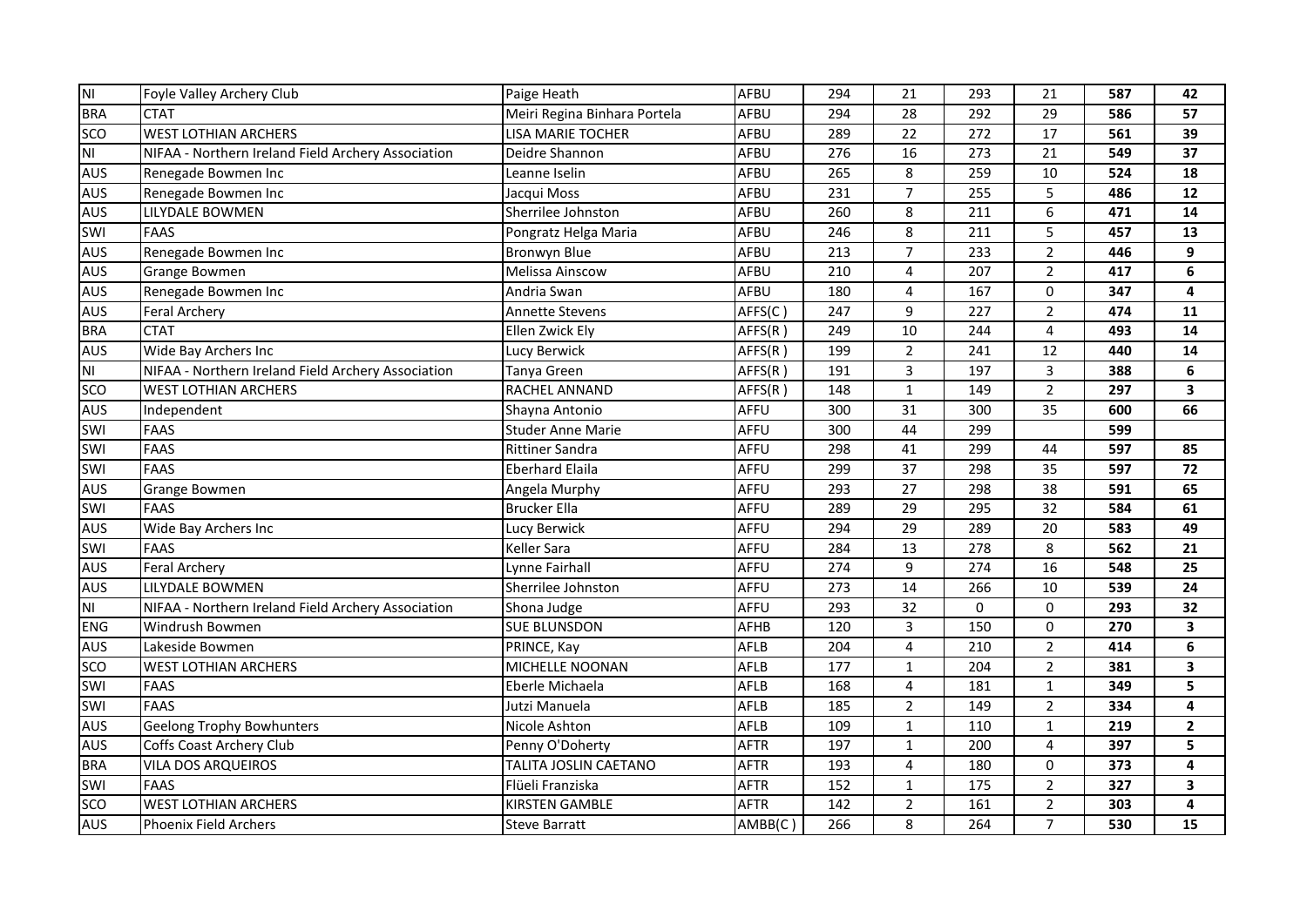| | | | | | | | | | |
|---|---|---|---|---|---|---|---|---|---|
| NI | Foyle Valley Archery Club | Paige Heath | AFBU | 294 | 21 | 293 | 21 | **587** | **42** |
| BRA | CTAT | Meiri Regina Binhara Portela | AFBU | 294 | 28 | 292 | 29 | **586** | **57** |
| SCO | WEST LOTHIAN ARCHERS | LISA MARIE TOCHER | AFBU | 289 | 22 | 272 | 17 | **561** | **39** |
| NI | NIFAA - Northern Ireland Field Archery Association | Deidre Shannon | AFBU | 276 | 16 | 273 | 21 | **549** | **37** |
| AUS | Renegade Bowmen Inc | Leanne Iselin | AFBU | 265 | 8 | 259 | 10 | **524** | **18** |
| AUS | Renegade Bowmen Inc | Jacqui Moss | AFBU | 231 | 7 | 255 | 5 | **486** | **12** |
| AUS | LILYDALE BOWMEN | Sherrilee Johnston | AFBU | 260 | 8 | 211 | 6 | **471** | **14** |
| SWI | FAAS | Pongratz Helga Maria | AFBU | 246 | 8 | 211 | 5 | **457** | **13** |
| AUS | Renegade Bowmen Inc | Bronwyn Blue | AFBU | 213 | 7 | 233 | 2 | **446** | **9** |
| AUS | Grange Bowmen | Melissa Ainscow | AFBU | 210 | 4 | 207 | 2 | **417** | **6** |
| AUS | Renegade Bowmen Inc | Andria Swan | AFBU | 180 | 4 | 167 | 0 | **347** | **4** |
| AUS | Feral Archery | Annette Stevens | AFFS(C) | 247 | 9 | 227 | 2 | **474** | **11** |
| BRA | CTAT | Ellen Zwick Ely | AFFS(R) | 249 | 10 | 244 | 4 | **493** | **14** |
| AUS | Wide Bay Archers Inc | Lucy Berwick | AFFS(R) | 199 | 2 | 241 | 12 | **440** | **14** |
| NI | NIFAA - Northern Ireland Field Archery Association | Tanya Green | AFFS(R) | 191 | 3 | 197 | 3 | **388** | **6** |
| SCO | WEST LOTHIAN ARCHERS | RACHEL ANNAND | AFFS(R) | 148 | 1 | 149 | 2 | **297** | **3** |
| AUS | Independent | Shayna Antonio | AFFU | 300 | 31 | 300 | 35 | **600** | **66** |
| SWI | FAAS | Studer Anne Marie | AFFU | 300 | 44 | 299 | | **599** | |
| SWI | FAAS | Rittiner Sandra | AFFU | 298 | 41 | 299 | 44 | **597** | **85** |
| SWI | FAAS | Eberhard Elaila | AFFU | 299 | 37 | 298 | 35 | **597** | **72** |
| AUS | Grange Bowmen | Angela Murphy | AFFU | 293 | 27 | 298 | 38 | **591** | **65** |
| SWI | FAAS | Brucker Ella | AFFU | 289 | 29 | 295 | 32 | **584** | **61** |
| AUS | Wide Bay Archers Inc | Lucy Berwick | AFFU | 294 | 29 | 289 | 20 | **583** | **49** |
| SWI | FAAS | Keller Sara | AFFU | 284 | 13 | 278 | 8 | **562** | **21** |
| AUS | Feral Archery | Lynne Fairhall | AFFU | 274 | 9 | 274 | 16 | **548** | **25** |
| AUS | LILYDALE BOWMEN | Sherrilee Johnston | AFFU | 273 | 14 | 266 | 10 | **539** | **24** |
| NI | NIFAA - Northern Ireland Field Archery Association | Shona Judge | AFFU | 293 | 32 | 0 | 0 | **293** | **32** |
| ENG | Windrush Bowmen | SUE BLUNSDON | AFHB | 120 | 3 | 150 | 0 | **270** | **3** |
| AUS | Lakeside Bowmen | PRINCE, Kay | AFLB | 204 | 4 | 210 | 2 | **414** | **6** |
| SCO | WEST LOTHIAN ARCHERS | MICHELLE NOONAN | AFLB | 177 | 1 | 204 | 2 | **381** | **3** |
| SWI | FAAS | Eberle Michaela | AFLB | 168 | 4 | 181 | 1 | **349** | **5** |
| SWI | FAAS | Jutzi Manuela | AFLB | 185 | 2 | 149 | 2 | **334** | **4** |
| AUS | Geelong Trophy Bowhunters | Nicole Ashton | AFLB | 109 | 1 | 110 | 1 | **219** | **2** |
| AUS | Coffs Coast Archery Club | Penny O'Doherty | AFTR | 197 | 1 | 200 | 4 | **397** | **5** |
| BRA | VILA DOS ARQUEIROS | TALITA JOSLIN CAETANO | AFTR | 193 | 4 | 180 | 0 | **373** | **4** |
| SWI | FAAS | Flüeli Franziska | AFTR | 152 | 1 | 175 | 2 | **327** | **3** |
| SCO | WEST LOTHIAN ARCHERS | KIRSTEN GAMBLE | AFTR | 142 | 2 | 161 | 2 | **303** | **4** |
| AUS | Phoenix Field Archers | Steve Barratt | AMBB(C) | 266 | 8 | 264 | 7 | **530** | **15** |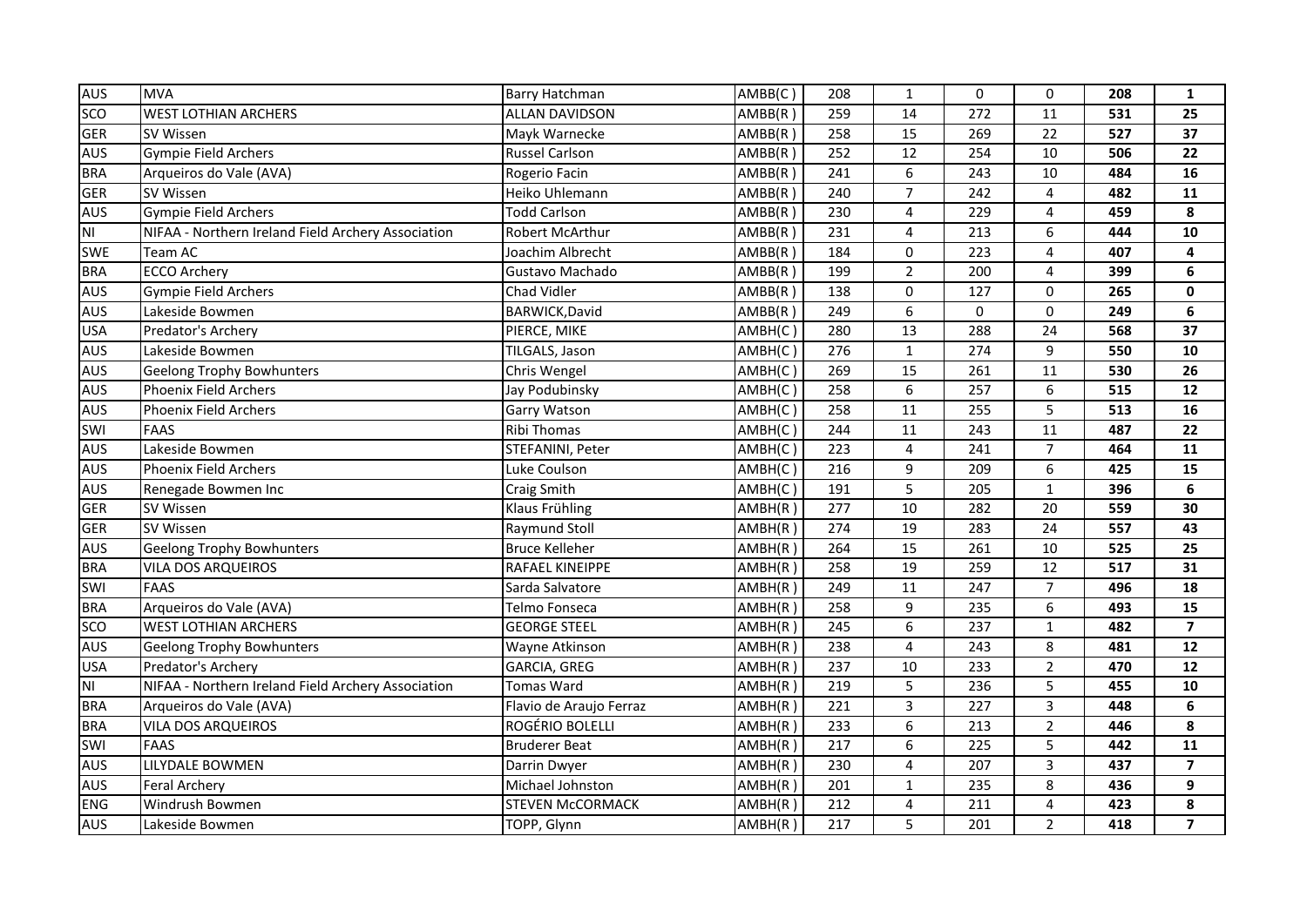| | | | | | | | | | |
|---|---|---|---|---|---|---|---|---|---|
| AUS | MVA | Barry Hatchman | AMBB(C ) | 208 | 1 | 0 | 0 | **208** | **1** |
| SCO | WEST LOTHIAN ARCHERS | ALLAN DAVIDSON | AMBB(R ) | 259 | 14 | 272 | 11 | **531** | **25** |
| GER | SV Wissen | Mayk Warnecke | AMBB(R ) | 258 | 15 | 269 | 22 | **527** | **37** |
| AUS | Gympie Field Archers | Russel Carlson | AMBB(R ) | 252 | 12 | 254 | 10 | **506** | **22** |
| BRA | Arqueiros do Vale (AVA) | Rogerio Facin | AMBB(R ) | 241 | 6 | 243 | 10 | **484** | **16** |
| GER | SV Wissen | Heiko Uhlemann | AMBB(R ) | 240 | 7 | 242 | 4 | **482** | **11** |
| AUS | Gympie Field Archers | Todd Carlson | AMBB(R ) | 230 | 4 | 229 | 4 | **459** | **8** |
| NI | NIFAA - Northern Ireland Field Archery Association | Robert McArthur | AMBB(R ) | 231 | 4 | 213 | 6 | **444** | **10** |
| SWE | Team AC | Joachim Albrecht | AMBB(R ) | 184 | 0 | 223 | 4 | **407** | **4** |
| BRA | ECCO Archery | Gustavo Machado | AMBB(R ) | 199 | 2 | 200 | 4 | **399** | **6** |
| AUS | Gympie Field Archers | Chad Vidler | AMBB(R ) | 138 | 0 | 127 | 0 | **265** | **0** |
| AUS | Lakeside Bowmen | BARWICK,David | AMBB(R ) | 249 | 6 | 0 | 0 | **249** | **6** |
| USA | Predator's Archery | PIERCE, MIKE | AMBH(C ) | 280 | 13 | 288 | 24 | **568** | **37** |
| AUS | Lakeside Bowmen | TILGALS, Jason | AMBH(C ) | 276 | 1 | 274 | 9 | **550** | **10** |
| AUS | Geelong Trophy Bowhunters | Chris Wengel | AMBH(C ) | 269 | 15 | 261 | 11 | **530** | **26** |
| AUS | Phoenix Field Archers | Jay Podubinsky | AMBH(C ) | 258 | 6 | 257 | 6 | **515** | **12** |
| AUS | Phoenix Field Archers | Garry Watson | AMBH(C ) | 258 | 11 | 255 | 5 | **513** | **16** |
| SWI | FAAS | Ribi Thomas | AMBH(C ) | 244 | 11 | 243 | 11 | **487** | **22** |
| AUS | Lakeside Bowmen | STEFANINI, Peter | AMBH(C ) | 223 | 4 | 241 | 7 | **464** | **11** |
| AUS | Phoenix Field Archers | Luke Coulson | AMBH(C ) | 216 | 9 | 209 | 6 | **425** | **15** |
| AUS | Renegade Bowmen Inc | Craig Smith | AMBH(C ) | 191 | 5 | 205 | 1 | **396** | **6** |
| GER | SV Wissen | Klaus Frühling | AMBH(R ) | 277 | 10 | 282 | 20 | **559** | **30** |
| GER | SV Wissen | Raymund Stoll | AMBH(R ) | 274 | 19 | 283 | 24 | **557** | **43** |
| AUS | Geelong Trophy Bowhunters | Bruce Kelleher | AMBH(R ) | 264 | 15 | 261 | 10 | **525** | **25** |
| BRA | VILA DOS ARQUEIROS | RAFAEL KINEIPPE | AMBH(R ) | 258 | 19 | 259 | 12 | **517** | **31** |
| SWI | FAAS | Sarda Salvatore | AMBH(R ) | 249 | 11 | 247 | 7 | **496** | **18** |
| BRA | Arqueiros do Vale (AVA) | Telmo Fonseca | AMBH(R ) | 258 | 9 | 235 | 6 | **493** | **15** |
| SCO | WEST LOTHIAN ARCHERS | GEORGE STEEL | AMBH(R ) | 245 | 6 | 237 | 1 | **482** | **7** |
| AUS | Geelong Trophy Bowhunters | Wayne Atkinson | AMBH(R ) | 238 | 4 | 243 | 8 | **481** | **12** |
| USA | Predator's Archery | GARCIA, GREG | AMBH(R ) | 237 | 10 | 233 | 2 | **470** | **12** |
| NI | NIFAA - Northern Ireland Field Archery Association | Tomas Ward | AMBH(R ) | 219 | 5 | 236 | 5 | **455** | **10** |
| BRA | Arqueiros do Vale (AVA) | Flavio de Araujo Ferraz | AMBH(R ) | 221 | 3 | 227 | 3 | **448** | **6** |
| BRA | VILA DOS ARQUEIROS | ROGÉRIO BOLELLI | AMBH(R ) | 233 | 6 | 213 | 2 | **446** | **8** |
| SWI | FAAS | Bruderer Beat | AMBH(R ) | 217 | 6 | 225 | 5 | **442** | **11** |
| AUS | LILYDALE BOWMEN | Darrin Dwyer | AMBH(R ) | 230 | 4 | 207 | 3 | **437** | **7** |
| AUS | Feral Archery | Michael Johnston | AMBH(R ) | 201 | 1 | 235 | 8 | **436** | **9** |
| ENG | Windrush Bowmen | STEVEN McCORMACK | AMBH(R ) | 212 | 4 | 211 | 4 | **423** | **8** |
| AUS | Lakeside Bowmen | TOPP, Glynn | AMBH(R ) | 217 | 5 | 201 | 2 | **418** | **7** |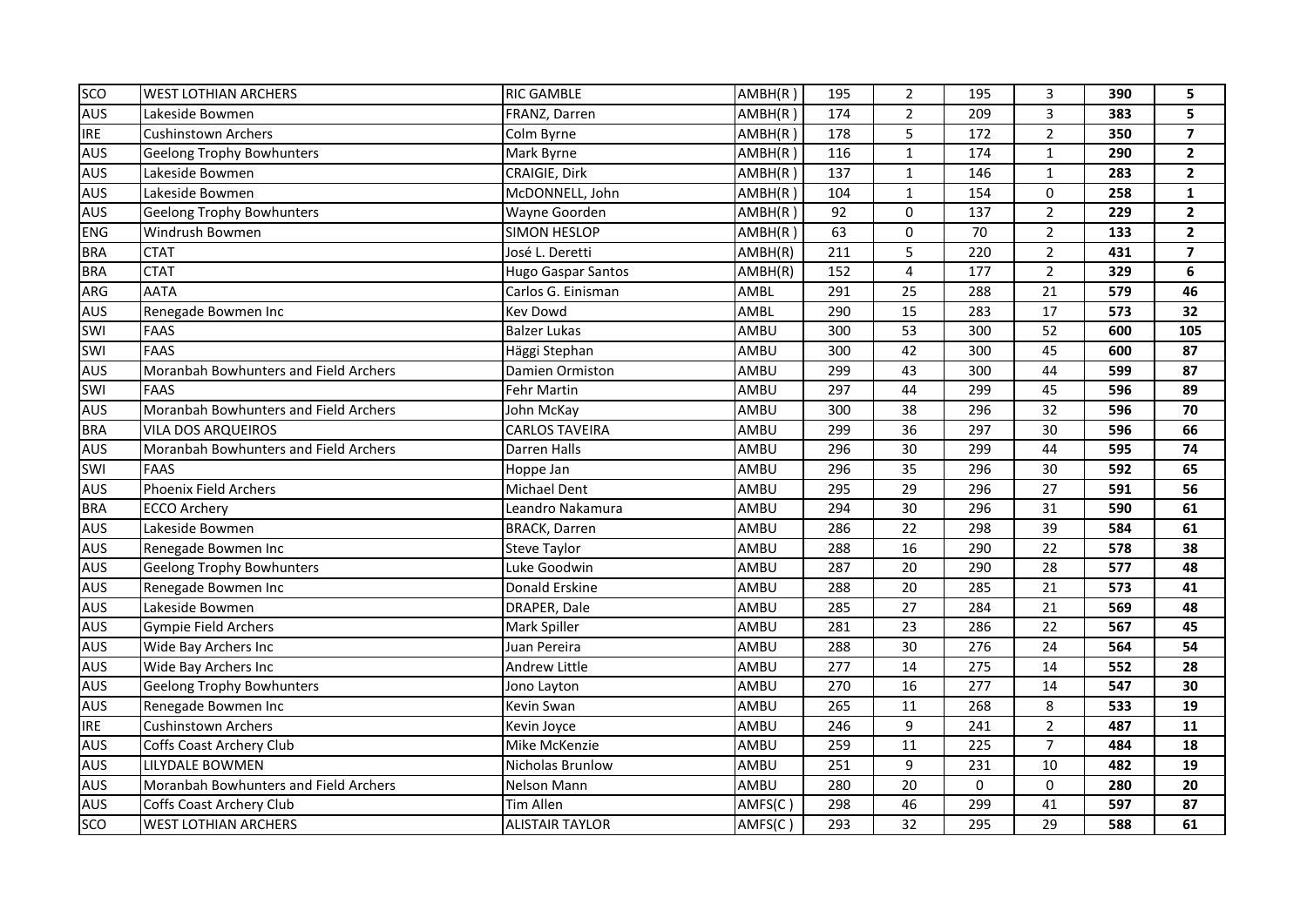| SCO | WEST LOTHIAN ARCHERS | RIC GAMBLE | AMBH(R ) | 195 | 2 | 195 | 3 | **390** | **5** |
|---|---|---|---|---|---|---|---|---|---|
| AUS | Lakeside Bowmen | FRANZ, Darren | AMBH(R ) | 174 | 2 | 209 | 3 | **383** | **5** |
| IRE | Cushinstown Archers | Colm Byrne | AMBH(R ) | 178 | 5 | 172 | 2 | **350** | **7** |
| AUS | Geelong Trophy Bowhunters | Mark Byrne | AMBH(R ) | 116 | 1 | 174 | 1 | **290** | **2** |
| AUS | Lakeside Bowmen | CRAIGIE, Dirk | AMBH(R ) | 137 | 1 | 146 | 1 | **283** | **2** |
| AUS | Lakeside Bowmen | McDONNELL, John | AMBH(R ) | 104 | 1 | 154 | 0 | **258** | **1** |
| AUS | Geelong Trophy Bowhunters | Wayne Goorden | AMBH(R ) | 92 | 0 | 137 | 2 | **229** | **2** |
| ENG | Windrush Bowmen | SIMON HESLOP | AMBH(R ) | 63 | 0 | 70 | 2 | **133** | **2** |
| BRA | CTAT | José L. Deretti | AMBH(R) | 211 | 5 | 220 | 2 | **431** | **7** |
| BRA | CTAT | Hugo Gaspar Santos | AMBH(R) | 152 | 4 | 177 | 2 | **329** | **6** |
| ARG | AATA | Carlos G. Einisman | AMBL | 291 | 25 | 288 | 21 | **579** | **46** |
| AUS | Renegade Bowmen Inc | Kev Dowd | AMBL | 290 | 15 | 283 | 17 | **573** | **32** |
| SWI | FAAS | Balzer Lukas | AMBU | 300 | 53 | 300 | 52 | **600** | **105** |
| SWI | FAAS | Häggi Stephan | AMBU | 300 | 42 | 300 | 45 | **600** | **87** |
| AUS | Moranbah Bowhunters and Field Archers | Damien Ormiston | AMBU | 299 | 43 | 300 | 44 | **599** | **87** |
| SWI | FAAS | Fehr Martin | AMBU | 297 | 44 | 299 | 45 | **596** | **89** |
| AUS | Moranbah Bowhunters and Field Archers | John McKay | AMBU | 300 | 38 | 296 | 32 | **596** | **70** |
| BRA | VILA DOS ARQUEIROS | CARLOS TAVEIRA | AMBU | 299 | 36 | 297 | 30 | **596** | **66** |
| AUS | Moranbah Bowhunters and Field Archers | Darren Halls | AMBU | 296 | 30 | 299 | 44 | **595** | **74** |
| SWI | FAAS | Hoppe Jan | AMBU | 296 | 35 | 296 | 30 | **592** | **65** |
| AUS | Phoenix Field Archers | Michael Dent | AMBU | 295 | 29 | 296 | 27 | **591** | **56** |
| BRA | ECCO Archery | Leandro Nakamura | AMBU | 294 | 30 | 296 | 31 | **590** | **61** |
| AUS | Lakeside Bowmen | BRACK, Darren | AMBU | 286 | 22 | 298 | 39 | **584** | **61** |
| AUS | Renegade Bowmen Inc | Steve Taylor | AMBU | 288 | 16 | 290 | 22 | **578** | **38** |
| AUS | Geelong Trophy Bowhunters | Luke Goodwin | AMBU | 287 | 20 | 290 | 28 | **577** | **48** |
| AUS | Renegade Bowmen Inc | Donald Erskine | AMBU | 288 | 20 | 285 | 21 | **573** | **41** |
| AUS | Lakeside Bowmen | DRAPER, Dale | AMBU | 285 | 27 | 284 | 21 | **569** | **48** |
| AUS | Gympie Field Archers | Mark Spiller | AMBU | 281 | 23 | 286 | 22 | **567** | **45** |
| AUS | Wide Bay Archers Inc | Juan Pereira | AMBU | 288 | 30 | 276 | 24 | **564** | **54** |
| AUS | Wide Bay Archers Inc | Andrew Little | AMBU | 277 | 14 | 275 | 14 | **552** | **28** |
| AUS | Geelong Trophy Bowhunters | Jono Layton | AMBU | 270 | 16 | 277 | 14 | **547** | **30** |
| AUS | Renegade Bowmen Inc | Kevin Swan | AMBU | 265 | 11 | 268 | 8 | **533** | **19** |
| IRE | Cushinstown Archers | Kevin Joyce | AMBU | 246 | 9 | 241 | 2 | **487** | **11** |
| AUS | Coffs Coast Archery Club | Mike McKenzie | AMBU | 259 | 11 | 225 | 7 | **484** | **18** |
| AUS | LILYDALE BOWMEN | Nicholas Brunlow | AMBU | 251 | 9 | 231 | 10 | **482** | **19** |
| AUS | Moranbah Bowhunters and Field Archers | Nelson Mann | AMBU | 280 | 20 | 0 | 0 | **280** | **20** |
| AUS | Coffs Coast Archery Club | Tim Allen | AMFS(C ) | 298 | 46 | 299 | 41 | **597** | **87** |
| SCO | WEST LOTHIAN ARCHERS | ALISTAIR TAYLOR | AMFS(C ) | 293 | 32 | 295 | 29 | **588** | **61** |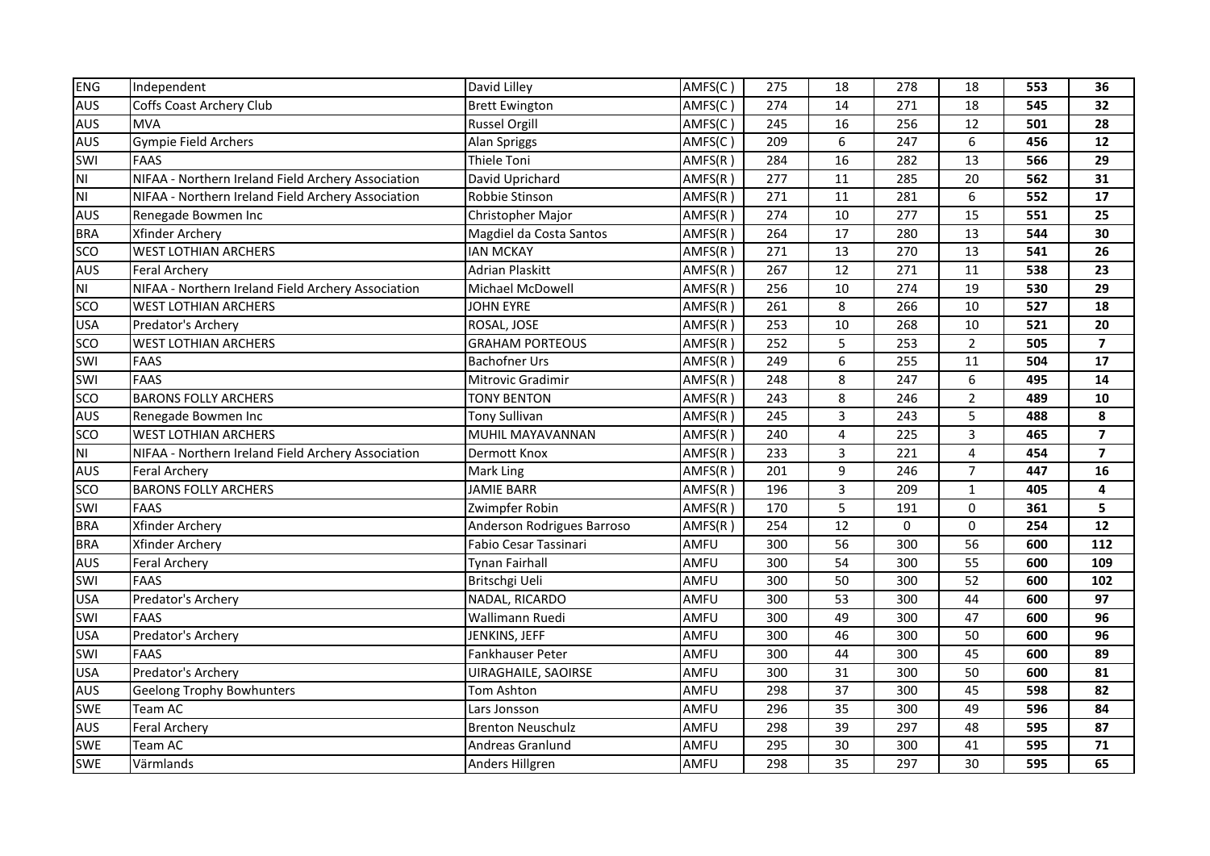| ENG | Independent | David Lilley | AMFS(C ) | 275 | 18 | 278 | 18 | **553** | **36** |
|---|---|---|---|---|---|---|---|---|---|
| AUS | Coffs Coast Archery Club | Brett Ewington | AMFS(C ) | 274 | 14 | 271 | 18 | **545** | **32** |
| AUS | MVA | Russel Orgill | AMFS(C ) | 245 | 16 | 256 | 12 | **501** | **28** |
| AUS | Gympie Field Archers | Alan Spriggs | AMFS(C ) | 209 | 6 | 247 | 6 | **456** | **12** |
| SWI | FAAS | Thiele Toni | AMFS(R ) | 284 | 16 | 282 | 13 | **566** | **29** |
| NI | NIFAA - Northern Ireland Field Archery Association | David Uprichard | AMFS(R ) | 277 | 11 | 285 | 20 | **562** | **31** |
| NI | NIFAA - Northern Ireland Field Archery Association | Robbie Stinson | AMFS(R ) | 271 | 11 | 281 | 6 | **552** | **17** |
| AUS | Renegade Bowmen Inc | Christopher Major | AMFS(R ) | 274 | 10 | 277 | 15 | **551** | **25** |
| BRA | Xfinder Archery | Magdiel da Costa Santos | AMFS(R ) | 264 | 17 | 280 | 13 | **544** | **30** |
| SCO | WEST LOTHIAN ARCHERS | IAN MCKAY | AMFS(R ) | 271 | 13 | 270 | 13 | **541** | **26** |
| AUS | Feral Archery | Adrian Plaskitt | AMFS(R ) | 267 | 12 | 271 | 11 | **538** | **23** |
| NI | NIFAA - Northern Ireland Field Archery Association | Michael McDowell | AMFS(R ) | 256 | 10 | 274 | 19 | **530** | **29** |
| SCO | WEST LOTHIAN ARCHERS | JOHN EYRE | AMFS(R ) | 261 | 8 | 266 | 10 | **527** | **18** |
| USA | Predator's Archery | ROSAL, JOSE | AMFS(R ) | 253 | 10 | 268 | 10 | **521** | **20** |
| SCO | WEST LOTHIAN ARCHERS | GRAHAM PORTEOUS | AMFS(R ) | 252 | 5 | 253 | 2 | **505** | **7** |
| SWI | FAAS | Bachofner Urs | AMFS(R ) | 249 | 6 | 255 | 11 | **504** | **17** |
| SWI | FAAS | Mitrovic Gradimir | AMFS(R ) | 248 | 8 | 247 | 6 | **495** | **14** |
| SCO | BARONS FOLLY ARCHERS | TONY BENTON | AMFS(R ) | 243 | 8 | 246 | 2 | **489** | **10** |
| AUS | Renegade Bowmen Inc | Tony Sullivan | AMFS(R ) | 245 | 3 | 243 | 5 | **488** | **8** |
| SCO | WEST LOTHIAN ARCHERS | MUHIL MAYAVANNAN | AMFS(R ) | 240 | 4 | 225 | 3 | **465** | **7** |
| NI | NIFAA - Northern Ireland Field Archery Association | Dermott Knox | AMFS(R ) | 233 | 3 | 221 | 4 | **454** | **7** |
| AUS | Feral Archery | Mark Ling | AMFS(R ) | 201 | 9 | 246 | 7 | **447** | **16** |
| SCO | BARONS FOLLY ARCHERS | JAMIE BARR | AMFS(R ) | 196 | 3 | 209 | 1 | **405** | **4** |
| SWI | FAAS | Zwimpfer Robin | AMFS(R ) | 170 | 5 | 191 | 0 | **361** | **5** |
| BRA | Xfinder Archery | Anderson Rodrigues Barroso | AMFS(R ) | 254 | 12 | 0 | 0 | **254** | **12** |
| BRA | Xfinder Archery | Fabio Cesar Tassinari | AMFU | 300 | 56 | 300 | 56 | **600** | **112** |
| AUS | Feral Archery | Tynan Fairhall | AMFU | 300 | 54 | 300 | 55 | **600** | **109** |
| SWI | FAAS | Britschgi Ueli | AMFU | 300 | 50 | 300 | 52 | **600** | **102** |
| USA | Predator's Archery | NADAL, RICARDO | AMFU | 300 | 53 | 300 | 44 | **600** | **97** |
| SWI | FAAS | Wallimann Ruedi | AMFU | 300 | 49 | 300 | 47 | **600** | **96** |
| USA | Predator's Archery | JENKINS, JEFF | AMFU | 300 | 46 | 300 | 50 | **600** | **96** |
| SWI | FAAS | Fankhauser Peter | AMFU | 300 | 44 | 300 | 45 | **600** | **89** |
| USA | Predator's Archery | UIRAGHAILE, SAOIRSE | AMFU | 300 | 31 | 300 | 50 | **600** | **81** |
| AUS | Geelong Trophy Bowhunters | Tom Ashton | AMFU | 298 | 37 | 300 | 45 | **598** | **82** |
| SWE | Team AC | Lars Jonsson | AMFU | 296 | 35 | 300 | 49 | **596** | **84** |
| AUS | Feral Archery | Brenton Neuschulz | AMFU | 298 | 39 | 297 | 48 | **595** | **87** |
| SWE | Team AC | Andreas Granlund | AMFU | 295 | 30 | 300 | 41 | **595** | **71** |
| SWE | Värmlands | Anders Hillgren | AMFU | 298 | 35 | 297 | 30 | **595** | **65** |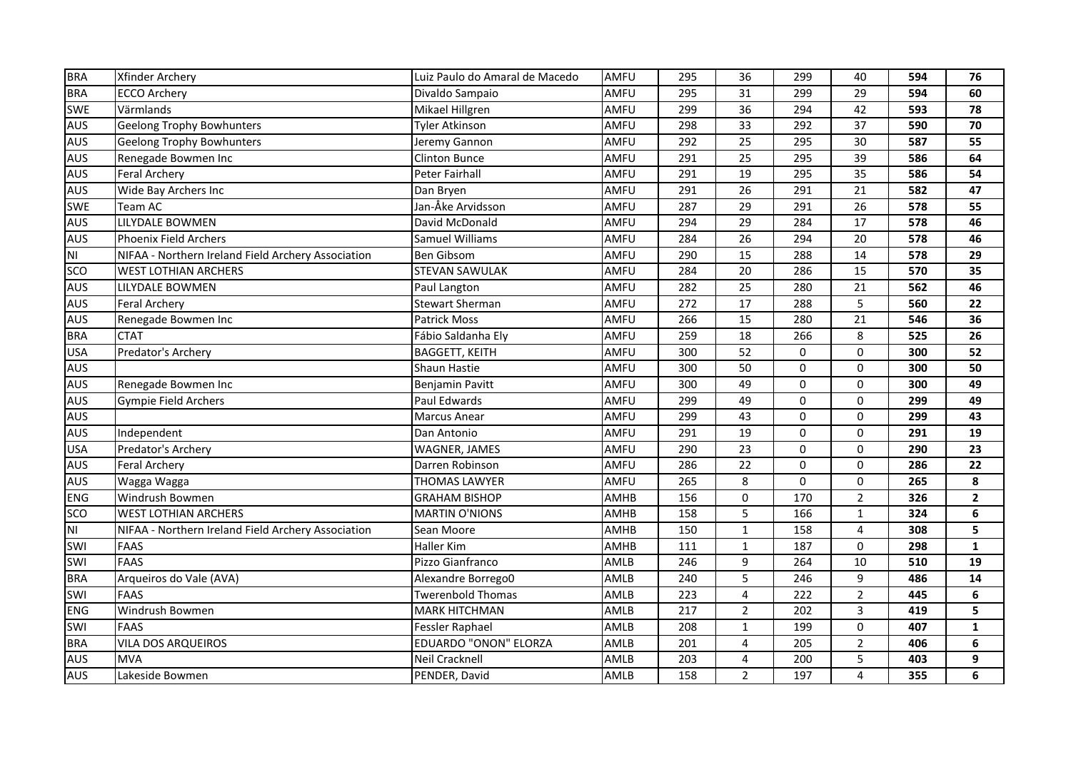| | | | | | | | | | |
|---|---|---|---|---|---|---|---|---|---|
| BRA | Xfinder Archery | Luiz Paulo do Amaral de Macedo | AMFU | 295 | 36 | 299 | 40 | **594** | **76** |
| BRA | ECCO Archery | Divaldo Sampaio | AMFU | 295 | 31 | 299 | 29 | **594** | **60** |
| SWE | Värmlands | Mikael Hillgren | AMFU | 299 | 36 | 294 | 42 | **593** | **78** |
| AUS | Geelong Trophy Bowhunters | Tyler Atkinson | AMFU | 298 | 33 | 292 | 37 | **590** | **70** |
| AUS | Geelong Trophy Bowhunters | Jeremy Gannon | AMFU | 292 | 25 | 295 | 30 | **587** | **55** |
| AUS | Renegade Bowmen Inc | Clinton Bunce | AMFU | 291 | 25 | 295 | 39 | **586** | **64** |
| AUS | Feral Archery | Peter Fairhall | AMFU | 291 | 19 | 295 | 35 | **586** | **54** |
| AUS | Wide Bay Archers Inc | Dan Bryen | AMFU | 291 | 26 | 291 | 21 | **582** | **47** |
| SWE | Team AC | Jan-Åke Arvidsson | AMFU | 287 | 29 | 291 | 26 | **578** | **55** |
| AUS | LILYDALE BOWMEN | David McDonald | AMFU | 294 | 29 | 284 | 17 | **578** | **46** |
| AUS | Phoenix Field Archers | Samuel Williams | AMFU | 284 | 26 | 294 | 20 | **578** | **46** |
| NI | NIFAA - Northern Ireland Field Archery Association | Ben Gibsom | AMFU | 290 | 15 | 288 | 14 | **578** | **29** |
| SCO | WEST LOTHIAN ARCHERS | STEVAN SAWULAK | AMFU | 284 | 20 | 286 | 15 | **570** | **35** |
| AUS | LILYDALE BOWMEN | Paul Langton | AMFU | 282 | 25 | 280 | 21 | **562** | **46** |
| AUS | Feral Archery | Stewart Sherman | AMFU | 272 | 17 | 288 | 5 | **560** | **22** |
| AUS | Renegade Bowmen Inc | Patrick Moss | AMFU | 266 | 15 | 280 | 21 | **546** | **36** |
| BRA | CTAT | Fábio Saldanha Ely | AMFU | 259 | 18 | 266 | 8 | **525** | **26** |
| USA | Predator's Archery | BAGGETT, KEITH | AMFU | 300 | 52 | 0 | 0 | **300** | **52** |
| AUS | | Shaun Hastie | AMFU | 300 | 50 | 0 | 0 | **300** | **50** |
| AUS | Renegade Bowmen Inc | Benjamin Pavitt | AMFU | 300 | 49 | 0 | 0 | **300** | **49** |
| AUS | Gympie Field Archers | Paul Edwards | AMFU | 299 | 49 | 0 | 0 | **299** | **49** |
| AUS | | Marcus Anear | AMFU | 299 | 43 | 0 | 0 | **299** | **43** |
| AUS | Independent | Dan Antonio | AMFU | 291 | 19 | 0 | 0 | **291** | **19** |
| USA | Predator's Archery | WAGNER, JAMES | AMFU | 290 | 23 | 0 | 0 | **290** | **23** |
| AUS | Feral Archery | Darren Robinson | AMFU | 286 | 22 | 0 | 0 | **286** | **22** |
| AUS | Wagga Wagga | THOMAS LAWYER | AMFU | 265 | 8 | 0 | 0 | **265** | **8** |
| ENG | Windrush Bowmen | GRAHAM BISHOP | AMHB | 156 | 0 | 170 | 2 | **326** | **2** |
| SCO | WEST LOTHIAN ARCHERS | MARTIN O'NIONS | AMHB | 158 | 5 | 166 | 1 | **324** | **6** |
| NI | NIFAA - Northern Ireland Field Archery Association | Sean Moore | AMHB | 150 | 1 | 158 | 4 | **308** | **5** |
| SWI | FAAS | Haller Kim | AMHB | 111 | 1 | 187 | 0 | **298** | **1** |
| SWI | FAAS | Pizzo Gianfranco | AMLB | 246 | 9 | 264 | 10 | **510** | **19** |
| BRA | Arqueiros do Vale (AVA) | Alexandre Borrego0 | AMLB | 240 | 5 | 246 | 9 | **486** | **14** |
| SWI | FAAS | Twerenbold Thomas | AMLB | 223 | 4 | 222 | 2 | **445** | **6** |
| ENG | Windrush Bowmen | MARK HITCHMAN | AMLB | 217 | 2 | 202 | 3 | **419** | **5** |
| SWI | FAAS | Fessler Raphael | AMLB | 208 | 1 | 199 | 0 | **407** | **1** |
| BRA | VILA DOS ARQUEIROS | EDUARDO "ONON" ELORZA | AMLB | 201 | 4 | 205 | 2 | **406** | **6** |
| AUS | MVA | Neil Cracknell | AMLB | 203 | 4 | 200 | 5 | **403** | **9** |
| AUS | Lakeside Bowmen | PENDER, David | AMLB | 158 | 2 | 197 | 4 | **355** | **6** |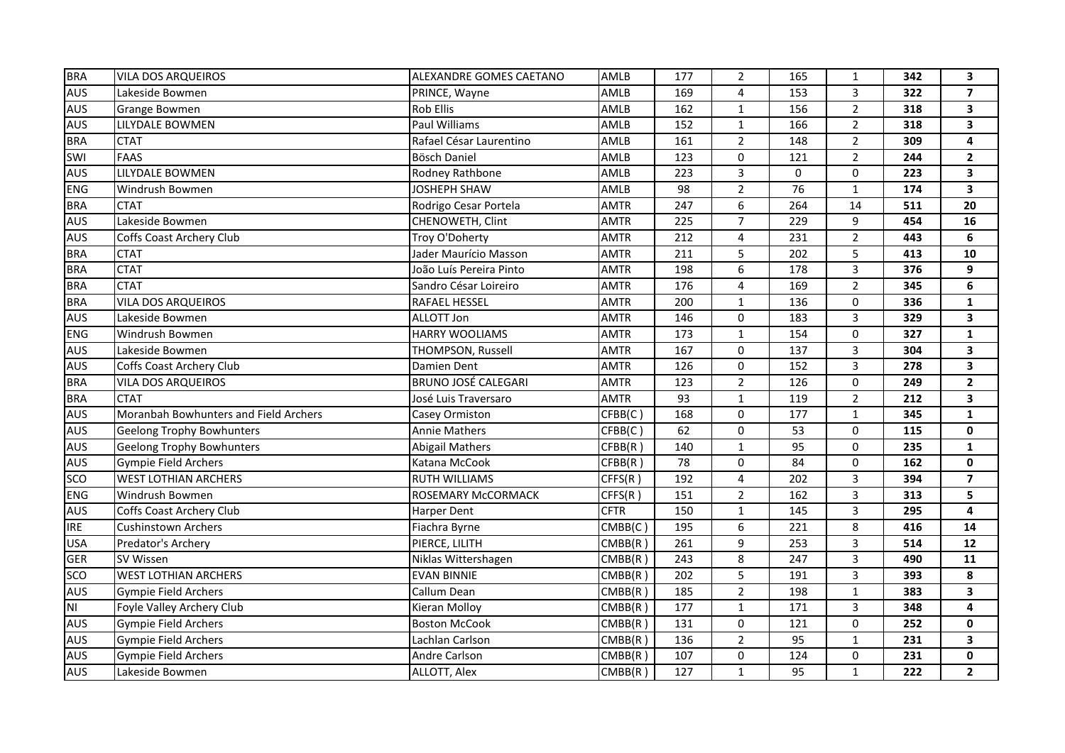| BRA | VILA DOS ARQUEIROS | ALEXANDRE GOMES CAETANO | AMLB | 177 | 2 | 165 | 1 | 342 | 3 |
|---|---|---|---|---|---|---|---|---|---|
| AUS | Lakeside Bowmen | PRINCE, Wayne | AMLB | 169 | 4 | 153 | 3 | 322 | 7 |
| AUS | Grange Bowmen | Rob Ellis | AMLB | 162 | 1 | 156 | 2 | 318 | 3 |
| AUS | LILYDALE BOWMEN | Paul Williams | AMLB | 152 | 1 | 166 | 2 | 318 | 3 |
| BRA | CTAT | Rafael César Laurentino | AMLB | 161 | 2 | 148 | 2 | 309 | 4 |
| SWI | FAAS | Bösch Daniel | AMLB | 123 | 0 | 121 | 2 | 244 | 2 |
| AUS | LILYDALE BOWMEN | Rodney Rathbone | AMLB | 223 | 3 | 0 | 0 | 223 | 3 |
| ENG | Windrush Bowmen | JOSHEPH SHAW | AMLB | 98 | 2 | 76 | 1 | 174 | 3 |
| BRA | CTAT | Rodrigo Cesar Portela | AMTR | 247 | 6 | 264 | 14 | 511 | 20 |
| AUS | Lakeside Bowmen | CHENOWETH, Clint | AMTR | 225 | 7 | 229 | 9 | 454 | 16 |
| AUS | Coffs Coast Archery Club | Troy O'Doherty | AMTR | 212 | 4 | 231 | 2 | 443 | 6 |
| BRA | CTAT | Jader Maurício Masson | AMTR | 211 | 5 | 202 | 5 | 413 | 10 |
| BRA | CTAT | João Luís Pereira Pinto | AMTR | 198 | 6 | 178 | 3 | 376 | 9 |
| BRA | CTAT | Sandro César Loireiro | AMTR | 176 | 4 | 169 | 2 | 345 | 6 |
| BRA | VILA DOS ARQUEIROS | RAFAEL HESSEL | AMTR | 200 | 1 | 136 | 0 | 336 | 1 |
| AUS | Lakeside Bowmen | ALLOTT Jon | AMTR | 146 | 0 | 183 | 3 | 329 | 3 |
| ENG | Windrush Bowmen | HARRY WOOLIAMS | AMTR | 173 | 1 | 154 | 0 | 327 | 1 |
| AUS | Lakeside Bowmen | THOMPSON, Russell | AMTR | 167 | 0 | 137 | 3 | 304 | 3 |
| AUS | Coffs Coast Archery Club | Damien Dent | AMTR | 126 | 0 | 152 | 3 | 278 | 3 |
| BRA | VILA DOS ARQUEIROS | BRUNO JOSÉ CALEGARI | AMTR | 123 | 2 | 126 | 0 | 249 | 2 |
| BRA | CTAT | José Luis Traversaro | AMTR | 93 | 1 | 119 | 2 | 212 | 3 |
| AUS | Moranbah Bowhunters and Field Archers | Casey Ormiston | CFBB(C) | 168 | 0 | 177 | 1 | 345 | 1 |
| AUS | Geelong Trophy Bowhunters | Annie Mathers | CFBB(C) | 62 | 0 | 53 | 0 | 115 | 0 |
| AUS | Geelong Trophy Bowhunters | Abigail Mathers | CFBB(R) | 140 | 1 | 95 | 0 | 235 | 1 |
| AUS | Gympie Field Archers | Katana McCook | CFBB(R) | 78 | 0 | 84 | 0 | 162 | 0 |
| SCO | WEST LOTHIAN ARCHERS | RUTH WILLIAMS | CFFS(R) | 192 | 4 | 202 | 3 | 394 | 7 |
| ENG | Windrush Bowmen | ROSEMARY McCORMACK | CFFS(R) | 151 | 2 | 162 | 3 | 313 | 5 |
| AUS | Coffs Coast Archery Club | Harper Dent | CFTR | 150 | 1 | 145 | 3 | 295 | 4 |
| IRE | Cushinstown Archers | Fiachra Byrne | CMBB(C) | 195 | 6 | 221 | 8 | 416 | 14 |
| USA | Predator's Archery | PIERCE, LILITH | CMBB(R) | 261 | 9 | 253 | 3 | 514 | 12 |
| GER | SV Wissen | Niklas Wittershagen | CMBB(R) | 243 | 8 | 247 | 3 | 490 | 11 |
| SCO | WEST LOTHIAN ARCHERS | EVAN BINNIE | CMBB(R) | 202 | 5 | 191 | 3 | 393 | 8 |
| AUS | Gympie Field Archers | Callum Dean | CMBB(R) | 185 | 2 | 198 | 1 | 383 | 3 |
| NI | Foyle Valley Archery Club | Kieran Molloy | CMBB(R) | 177 | 1 | 171 | 3 | 348 | 4 |
| AUS | Gympie Field Archers | Boston McCook | CMBB(R) | 131 | 0 | 121 | 0 | 252 | 0 |
| AUS | Gympie Field Archers | Lachlan Carlson | CMBB(R) | 136 | 2 | 95 | 1 | 231 | 3 |
| AUS | Gympie Field Archers | Andre Carlson | CMBB(R) | 107 | 0 | 124 | 0 | 231 | 0 |
| AUS | Lakeside Bowmen | ALLOTT, Alex | CMBB(R) | 127 | 1 | 95 | 1 | 222 | 2 |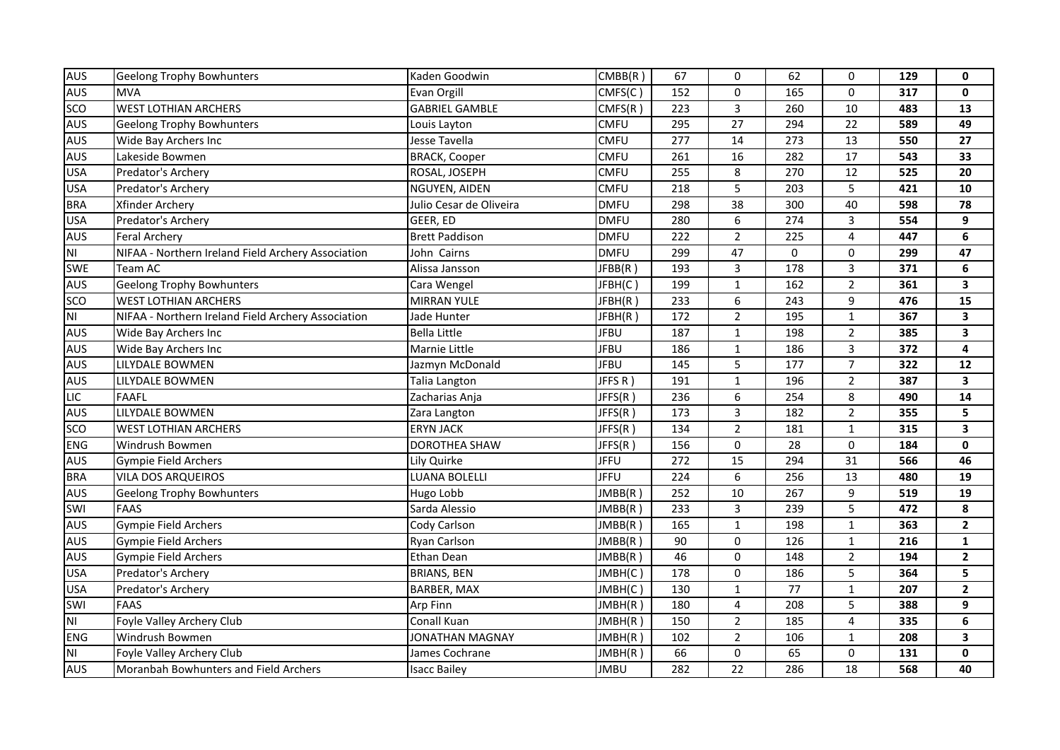| | | | | | | | | | |
|---|---|---|---|---|---|---|---|---|---|
| AUS | Geelong Trophy Bowhunters | Kaden Goodwin | CMBB(R ) | 67 | 0 | 62 | 0 | **129** | **0** |
| AUS | MVA | Evan Orgill | CMFS(C ) | 152 | 0 | 165 | 0 | **317** | **0** |
| SCO | WEST LOTHIAN ARCHERS | GABRIEL GAMBLE | CMFS(R ) | 223 | 3 | 260 | 10 | **483** | **13** |
| AUS | Geelong Trophy Bowhunters | Louis Layton | CMFU | 295 | 27 | 294 | 22 | **589** | **49** |
| AUS | Wide Bay Archers Inc | Jesse Tavella | CMFU | 277 | 14 | 273 | 13 | **550** | **27** |
| AUS | Lakeside Bowmen | BRACK, Cooper | CMFU | 261 | 16 | 282 | 17 | **543** | **33** |
| USA | Predator's Archery | ROSAL, JOSEPH | CMFU | 255 | 8 | 270 | 12 | **525** | **20** |
| USA | Predator's Archery | NGUYEN, AIDEN | CMFU | 218 | 5 | 203 | 5 | **421** | **10** |
| BRA | Xfinder Archery | Julio Cesar de Oliveira | DMFU | 298 | 38 | 300 | 40 | **598** | **78** |
| USA | Predator's Archery | GEER, ED | DMFU | 280 | 6 | 274 | 3 | **554** | **9** |
| AUS | Feral Archery | Brett Paddison | DMFU | 222 | 2 | 225 | 4 | **447** | **6** |
| NI | NIFAA - Northern Ireland Field Archery Association | John Cairns | DMFU | 299 | 47 | 0 | 0 | **299** | **47** |
| SWE | Team AC | Alissa Jansson | JFBB(R ) | 193 | 3 | 178 | 3 | **371** | **6** |
| AUS | Geelong Trophy Bowhunters | Cara Wengel | JFBH(C ) | 199 | 1 | 162 | 2 | **361** | **3** |
| SCO | WEST LOTHIAN ARCHERS | MIRRAN YULE | JFBH(R ) | 233 | 6 | 243 | 9 | **476** | **15** |
| NI | NIFAA - Northern Ireland Field Archery Association | Jade Hunter | JFBH(R ) | 172 | 2 | 195 | 1 | **367** | **3** |
| AUS | Wide Bay Archers Inc | Bella Little | JFBU | 187 | 1 | 198 | 2 | **385** | **3** |
| AUS | Wide Bay Archers Inc | Marnie Little | JFBU | 186 | 1 | 186 | 3 | **372** | **4** |
| AUS | LILYDALE BOWMEN | Jazmyn McDonald | JFBU | 145 | 5 | 177 | 7 | **322** | **12** |
| AUS | LILYDALE BOWMEN | Talia Langton | JFFS R ) | 191 | 1 | 196 | 2 | **387** | **3** |
| LIC | FAAFL | Zacharias Anja | JFFS(R ) | 236 | 6 | 254 | 8 | **490** | **14** |
| AUS | LILYDALE BOWMEN | Zara Langton | JFFS(R ) | 173 | 3 | 182 | 2 | **355** | **5** |
| SCO | WEST LOTHIAN ARCHERS | ERYN JACK | JFFS(R ) | 134 | 2 | 181 | 1 | **315** | **3** |
| ENG | Windrush Bowmen | DOROTHEA SHAW | JFFS(R ) | 156 | 0 | 28 | 0 | **184** | **0** |
| AUS | Gympie Field Archers | Lily Quirke | JFFU | 272 | 15 | 294 | 31 | **566** | **46** |
| BRA | VILA DOS ARQUEIROS | LUANA BOLELLI | JFFU | 224 | 6 | 256 | 13 | **480** | **19** |
| AUS | Geelong Trophy Bowhunters | Hugo Lobb | JMBB(R ) | 252 | 10 | 267 | 9 | **519** | **19** |
| SWI | FAAS | Sarda Alessio | JMBB(R ) | 233 | 3 | 239 | 5 | **472** | **8** |
| AUS | Gympie Field Archers | Cody Carlson | JMBB(R ) | 165 | 1 | 198 | 1 | **363** | **2** |
| AUS | Gympie Field Archers | Ryan Carlson | JMBB(R ) | 90 | 0 | 126 | 1 | **216** | **1** |
| AUS | Gympie Field Archers | Ethan Dean | JMBB(R ) | 46 | 0 | 148 | 2 | **194** | **2** |
| USA | Predator's Archery | BRIANS, BEN | JMBH(C ) | 178 | 0 | 186 | 5 | **364** | **5** |
| USA | Predator's Archery | BARBER, MAX | JMBH(C ) | 130 | 1 | 77 | 1 | **207** | **2** |
| SWI | FAAS | Arp Finn | JMBH(R ) | 180 | 4 | 208 | 5 | **388** | **9** |
| NI | Foyle Valley Archery Club | Conall Kuan | JMBH(R ) | 150 | 2 | 185 | 4 | **335** | **6** |
| ENG | Windrush Bowmen | JONATHAN MAGNAY | JMBH(R ) | 102 | 2 | 106 | 1 | **208** | **3** |
| NI | Foyle Valley Archery Club | James Cochrane | JMBH(R ) | 66 | 0 | 65 | 0 | **131** | **0** |
| AUS | Moranbah Bowhunters and Field Archers | Isacc Bailey | JMBU | 282 | 22 | 286 | 18 | **568** | **40** |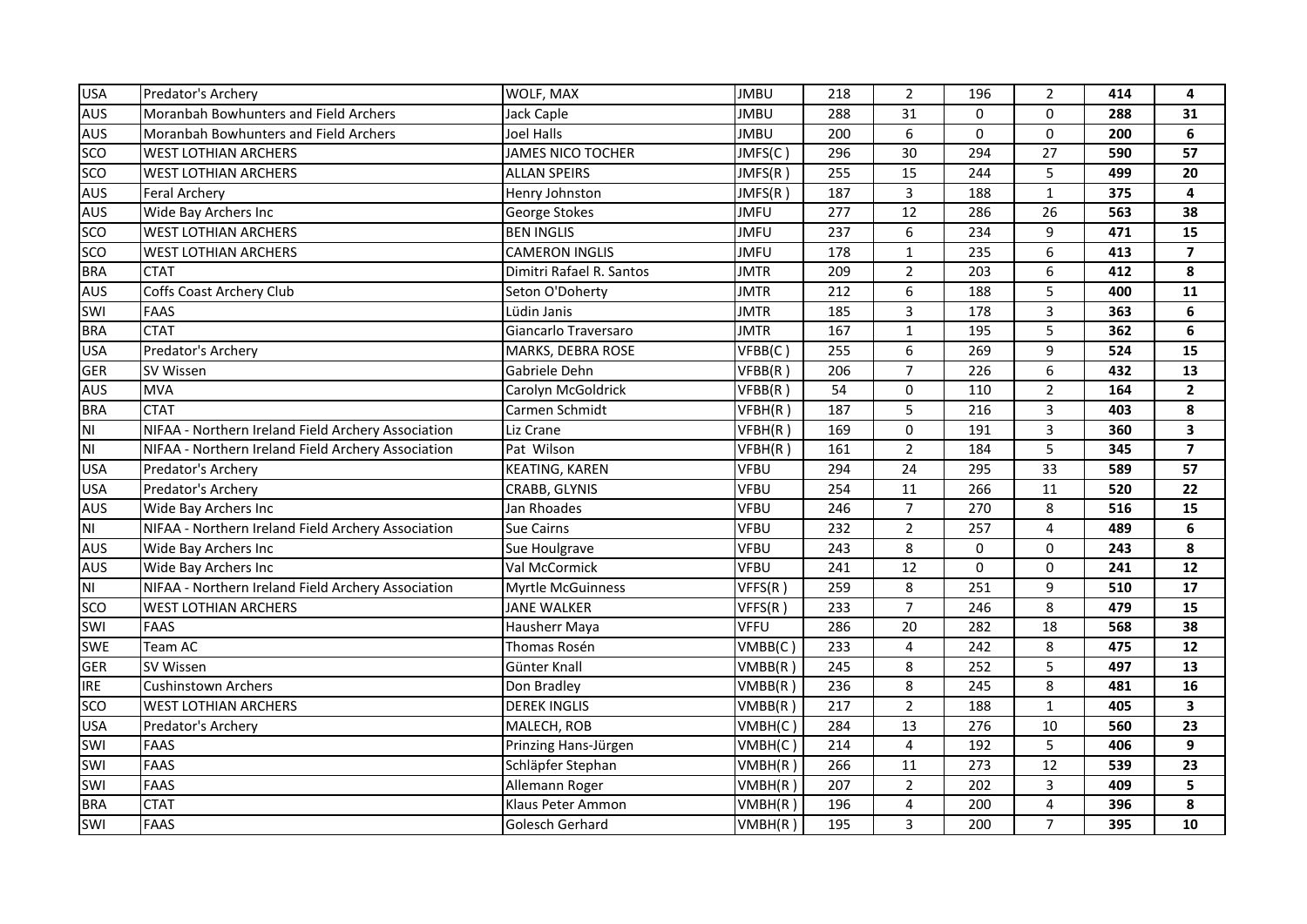| | | | | | | | | | |
|---|---|---|---|---|---|---|---|---|---|
| USA | Predator's Archery | WOLF, MAX | JMBU | 218 | 2 | 196 | 2 | **414** | **4** |
| AUS | Moranbah Bowhunters and Field Archers | Jack Caple | JMBU | 288 | 31 | 0 | 0 | **288** | **31** |
| AUS | Moranbah Bowhunters and Field Archers | Joel Halls | JMBU | 200 | 6 | 0 | 0 | **200** | **6** |
| SCO | WEST LOTHIAN ARCHERS | JAMES NICO TOCHER | JMFS(C) | 296 | 30 | 294 | 27 | **590** | **57** |
| SCO | WEST LOTHIAN ARCHERS | ALLAN SPEIRS | JMFS(R) | 255 | 15 | 244 | 5 | **499** | **20** |
| AUS | Feral Archery | Henry Johnston | JMFS(R) | 187 | 3 | 188 | 1 | **375** | **4** |
| AUS | Wide Bay Archers Inc | George Stokes | JMFU | 277 | 12 | 286 | 26 | **563** | **38** |
| SCO | WEST LOTHIAN ARCHERS | BEN INGLIS | JMFU | 237 | 6 | 234 | 9 | **471** | **15** |
| SCO | WEST LOTHIAN ARCHERS | CAMERON INGLIS | JMFU | 178 | 1 | 235 | 6 | **413** | **7** |
| BRA | CTAT | Dimitri Rafael R. Santos | JMTR | 209 | 2 | 203 | 6 | **412** | **8** |
| AUS | Coffs Coast Archery Club | Seton O'Doherty | JMTR | 212 | 6 | 188 | 5 | **400** | **11** |
| SWI | FAAS | Lüdin Janis | JMTR | 185 | 3 | 178 | 3 | **363** | **6** |
| BRA | CTAT | Giancarlo Traversaro | JMTR | 167 | 1 | 195 | 5 | **362** | **6** |
| USA | Predator's Archery | MARKS, DEBRA ROSE | VFBB(C) | 255 | 6 | 269 | 9 | **524** | **15** |
| GER | SV Wissen | Gabriele Dehn | VFBB(R) | 206 | 7 | 226 | 6 | **432** | **13** |
| AUS | MVA | Carolyn McGoldrick | VFBB(R) | 54 | 0 | 110 | 2 | **164** | **2** |
| BRA | CTAT | Carmen Schmidt | VFBH(R) | 187 | 5 | 216 | 3 | **403** | **8** |
| NI | NIFAA - Northern Ireland Field Archery Association | Liz Crane | VFBH(R) | 169 | 0 | 191 | 3 | **360** | **3** |
| NI | NIFAA - Northern Ireland Field Archery Association | Pat Wilson | VFBH(R) | 161 | 2 | 184 | 5 | **345** | **7** |
| USA | Predator's Archery | KEATING, KAREN | VFBU | 294 | 24 | 295 | 33 | **589** | **57** |
| USA | Predator's Archery | CRABB, GLYNIS | VFBU | 254 | 11 | 266 | 11 | **520** | **22** |
| AUS | Wide Bay Archers Inc | Jan Rhoades | VFBU | 246 | 7 | 270 | 8 | **516** | **15** |
| NI | NIFAA - Northern Ireland Field Archery Association | Sue Cairns | VFBU | 232 | 2 | 257 | 4 | **489** | **6** |
| AUS | Wide Bay Archers Inc | Sue Houlgrave | VFBU | 243 | 8 | 0 | 0 | **243** | **8** |
| AUS | Wide Bay Archers Inc | Val McCormick | VFBU | 241 | 12 | 0 | 0 | **241** | **12** |
| NI | NIFAA - Northern Ireland Field Archery Association | Myrtle McGuinness | VFFS(R) | 259 | 8 | 251 | 9 | **510** | **17** |
| SCO | WEST LOTHIAN ARCHERS | JANE WALKER | VFFS(R) | 233 | 7 | 246 | 8 | **479** | **15** |
| SWI | FAAS | Hausherr Maya | VFFU | 286 | 20 | 282 | 18 | **568** | **38** |
| SWE | Team AC | Thomas Rosén | VMBB(C) | 233 | 4 | 242 | 8 | **475** | **12** |
| GER | SV Wissen | Günter Knall | VMBB(R) | 245 | 8 | 252 | 5 | **497** | **13** |
| IRE | Cushinstown Archers | Don Bradley | VMBB(R) | 236 | 8 | 245 | 8 | **481** | **16** |
| SCO | WEST LOTHIAN ARCHERS | DEREK INGLIS | VMBB(R) | 217 | 2 | 188 | 1 | **405** | **3** |
| USA | Predator's Archery | MALECH, ROB | VMBH(C) | 284 | 13 | 276 | 10 | **560** | **23** |
| SWI | FAAS | Prinzing Hans-Jürgen | VMBH(C) | 214 | 4 | 192 | 5 | **406** | **9** |
| SWI | FAAS | Schläpfer Stephan | VMBH(R) | 266 | 11 | 273 | 12 | **539** | **23** |
| SWI | FAAS | Allemann Roger | VMBH(R) | 207 | 2 | 202 | 3 | **409** | **5** |
| BRA | CTAT | Klaus Peter Ammon | VMBH(R) | 196 | 4 | 200 | 4 | **396** | **8** |
| SWI | FAAS | Golesch Gerhard | VMBH(R) | 195 | 3 | 200 | 7 | **395** | **10** |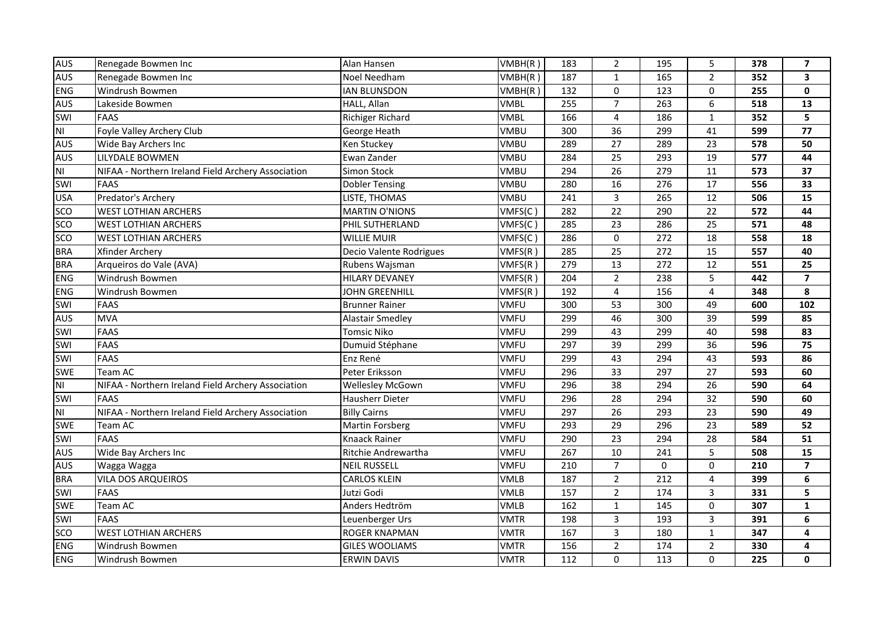| AUS | Renegade Bowmen Inc | Alan Hansen | VMBH(R ) | 183 | 2 | 195 | 5 | **378** | **7** |
|---|---|---|---|---|---|---|---|---|---|
| AUS | Renegade Bowmen Inc | Noel Needham | VMBH(R ) | 187 | 1 | 165 | 2 | **352** | **3** |
| ENG | Windrush Bowmen | IAN BLUNSDON | VMBH(R ) | 132 | 0 | 123 | 0 | **255** | **0** |
| AUS | Lakeside Bowmen | HALL, Allan | VMBL | 255 | 7 | 263 | 6 | **518** | **13** |
| SWI | FAAS | Richiger Richard | VMBL | 166 | 4 | 186 | 1 | **352** | **5** |
| NI | Foyle Valley Archery Club | George Heath | VMBU | 300 | 36 | 299 | 41 | **599** | **77** |
| AUS | Wide Bay Archers Inc | Ken Stuckey | VMBU | 289 | 27 | 289 | 23 | **578** | **50** |
| AUS | LILYDALE BOWMEN | Ewan Zander | VMBU | 284 | 25 | 293 | 19 | **577** | **44** |
| NI | NIFAA - Northern Ireland Field Archery Association | Simon Stock | VMBU | 294 | 26 | 279 | 11 | **573** | **37** |
| SWI | FAAS | Dobler Tensing | VMBU | 280 | 16 | 276 | 17 | **556** | **33** |
| USA | Predator's Archery | LISTE, THOMAS | VMBU | 241 | 3 | 265 | 12 | **506** | **15** |
| SCO | WEST LOTHIAN ARCHERS | MARTIN O'NIONS | VMFS(C ) | 282 | 22 | 290 | 22 | **572** | **44** |
| SCO | WEST LOTHIAN ARCHERS | PHIL SUTHERLAND | VMFS(C ) | 285 | 23 | 286 | 25 | **571** | **48** |
| SCO | WEST LOTHIAN ARCHERS | WILLIE MUIR | VMFS(C ) | 286 | 0 | 272 | 18 | **558** | **18** |
| BRA | Xfinder Archery | Decio Valente Rodrigues | VMFS(R ) | 285 | 25 | 272 | 15 | **557** | **40** |
| BRA | Arqueiros do Vale (AVA) | Rubens Wajsman | VMFS(R ) | 279 | 13 | 272 | 12 | **551** | **25** |
| ENG | Windrush Bowmen | HILARY DEVANEY | VMFS(R ) | 204 | 2 | 238 | 5 | **442** | **7** |
| ENG | Windrush Bowmen | JOHN GREENHILL | VMFS(R ) | 192 | 4 | 156 | 4 | **348** | **8** |
| SWI | FAAS | Brunner Rainer | VMFU | 300 | 53 | 300 | 49 | **600** | **102** |
| AUS | MVA | Alastair Smedley | VMFU | 299 | 46 | 300 | 39 | **599** | **85** |
| SWI | FAAS | Tomsic Niko | VMFU | 299 | 43 | 299 | 40 | **598** | **83** |
| SWI | FAAS | Dumuid Stéphane | VMFU | 297 | 39 | 299 | 36 | **596** | **75** |
| SWI | FAAS | Enz René | VMFU | 299 | 43 | 294 | 43 | **593** | **86** |
| SWE | Team AC | Peter Eriksson | VMFU | 296 | 33 | 297 | 27 | **593** | **60** |
| NI | NIFAA - Northern Ireland Field Archery Association | Wellesley McGown | VMFU | 296 | 38 | 294 | 26 | **590** | **64** |
| SWI | FAAS | Hausherr Dieter | VMFU | 296 | 28 | 294 | 32 | **590** | **60** |
| NI | NIFAA - Northern Ireland Field Archery Association | Billy Cairns | VMFU | 297 | 26 | 293 | 23 | **590** | **49** |
| SWE | Team AC | Martin Forsberg | VMFU | 293 | 29 | 296 | 23 | **589** | **52** |
| SWI | FAAS | Knaack Rainer | VMFU | 290 | 23 | 294 | 28 | **584** | **51** |
| AUS | Wide Bay Archers Inc | Ritchie Andrewartha | VMFU | 267 | 10 | 241 | 5 | **508** | **15** |
| AUS | Wagga Wagga | NEIL RUSSELL | VMFU | 210 | 7 | 0 | 0 | **210** | **7** |
| BRA | VILA DOS ARQUEIROS | CARLOS KLEIN | VMLB | 187 | 2 | 212 | 4 | **399** | **6** |
| SWI | FAAS | Jutzi Godi | VMLB | 157 | 2 | 174 | 3 | **331** | **5** |
| SWE | Team AC | Anders Hedtröm | VMLB | 162 | 1 | 145 | 0 | **307** | **1** |
| SWI | FAAS | Leuenberger Urs | VMTR | 198 | 3 | 193 | 3 | **391** | **6** |
| SCO | WEST LOTHIAN ARCHERS | ROGER KNAPMAN | VMTR | 167 | 3 | 180 | 1 | **347** | **4** |
| ENG | Windrush Bowmen | GILES WOOLIAMS | VMTR | 156 | 2 | 174 | 2 | **330** | **4** |
| ENG | Windrush Bowmen | ERWIN DAVIS | VMTR | 112 | 0 | 113 | 0 | **225** | **0** |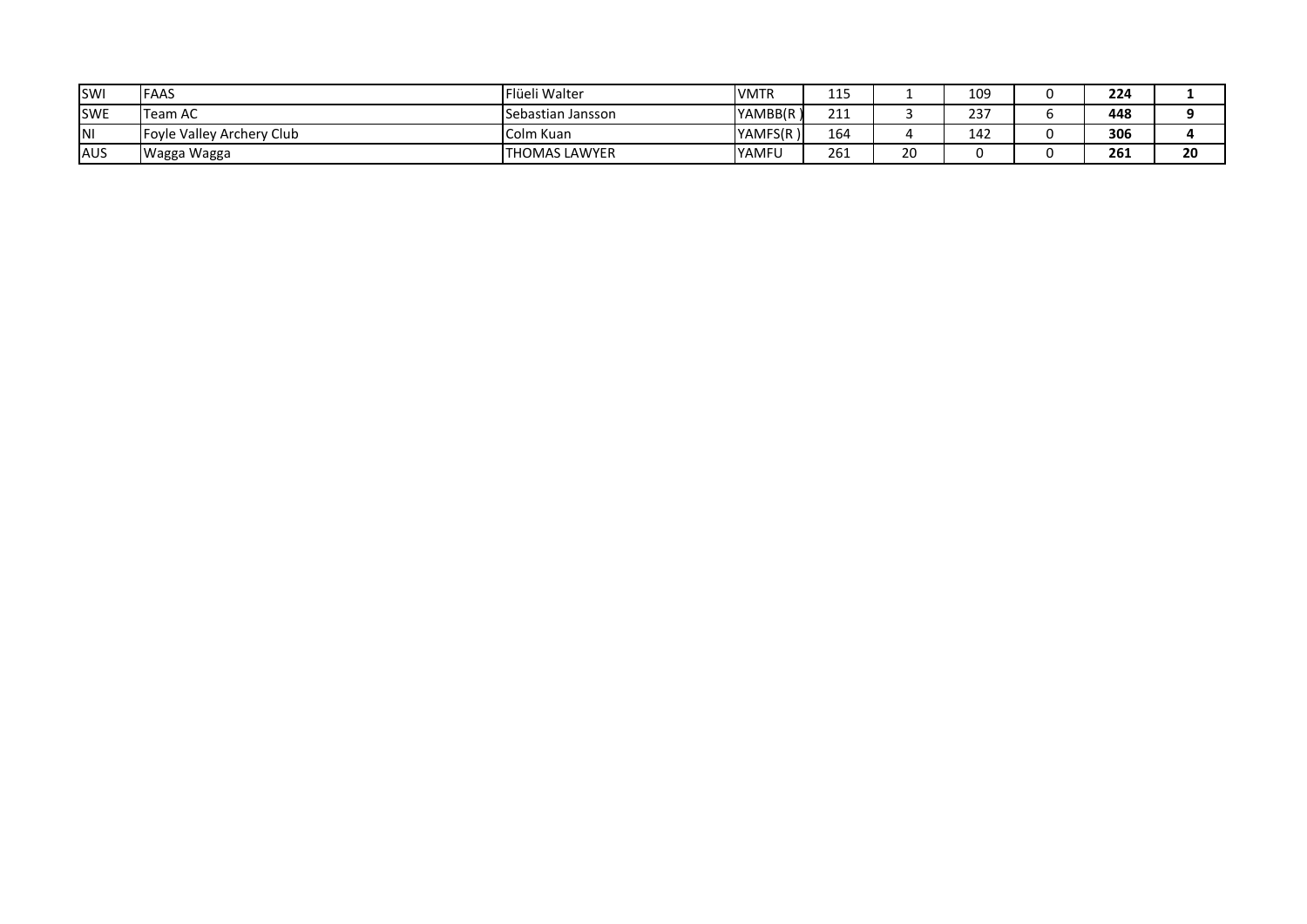| | | | | | | | | | |
|---|---|---|---|---|---|---|---|---|---|
| SWI | FAAS | Flüeli Walter | VMTR | 115 | 1 | 109 | 0 | **224** | **1** |
| SWE | Team AC | Sebastian Jansson | YAMBB(R ) | 211 | 3 | 237 | 6 | **448** | **9** |
| NI | Foyle Valley Archery Club | Colm Kuan | YAMFS(R ) | 164 | 4 | 142 | 0 | **306** | **4** |
| AUS | Wagga Wagga | THOMAS LAWYER | YAMFU | 261 | 20 | 0 | 0 | **261** | **20** |